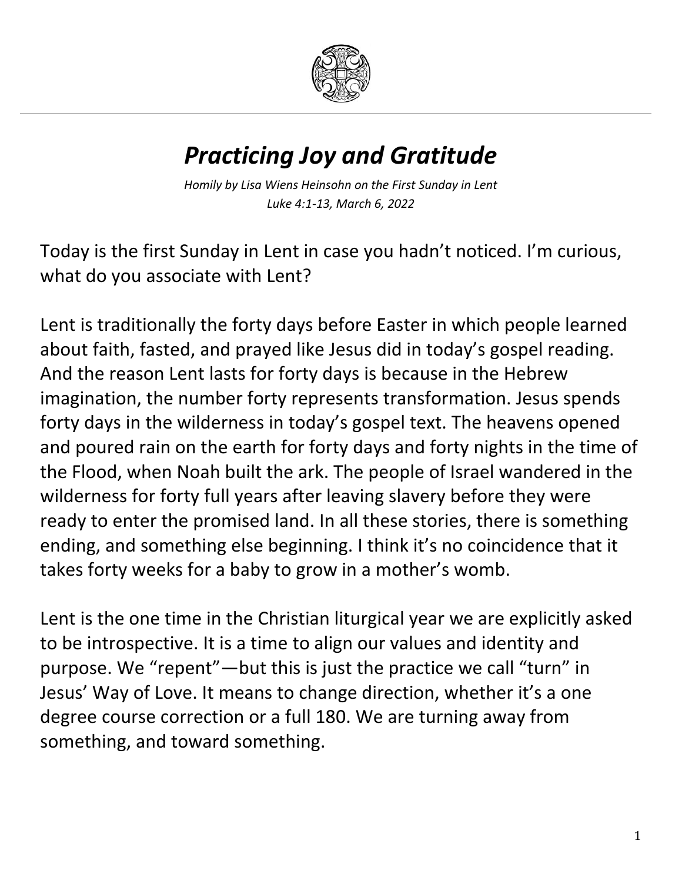# *Practicing Joy and Gratitude*

*Homily by Lisa Wiens Heinsohn on the First Sunday in Lent*
*Luke 4:1-13, March 6, 2022*

Today is the first Sunday in Lent in case you hadn't noticed. I'm curious, what do you associate with Lent?

Lent is traditionally the forty days before Easter in which people learned about faith, fasted, and prayed like Jesus did in today's gospel reading. And the reason Lent lasts for forty days is because in the Hebrew imagination, the number forty represents transformation. Jesus spends forty days in the wilderness in today's gospel text. The heavens opened and poured rain on the earth for forty days and forty nights in the time of the Flood, when Noah built the ark. The people of Israel wandered in the wilderness for forty full years after leaving slavery before they were ready to enter the promised land. In all these stories, there is something ending, and something else beginning. I think it's no coincidence that it takes forty weeks for a baby to grow in a mother's womb.

Lent is the one time in the Christian liturgical year we are explicitly asked to be introspective. It is a time to align our values and identity and purpose. We "repent"—but this is just the practice we call "turn" in Jesus' Way of Love. It means to change direction, whether it's a one degree course correction or a full 180. We are turning away from something, and toward something.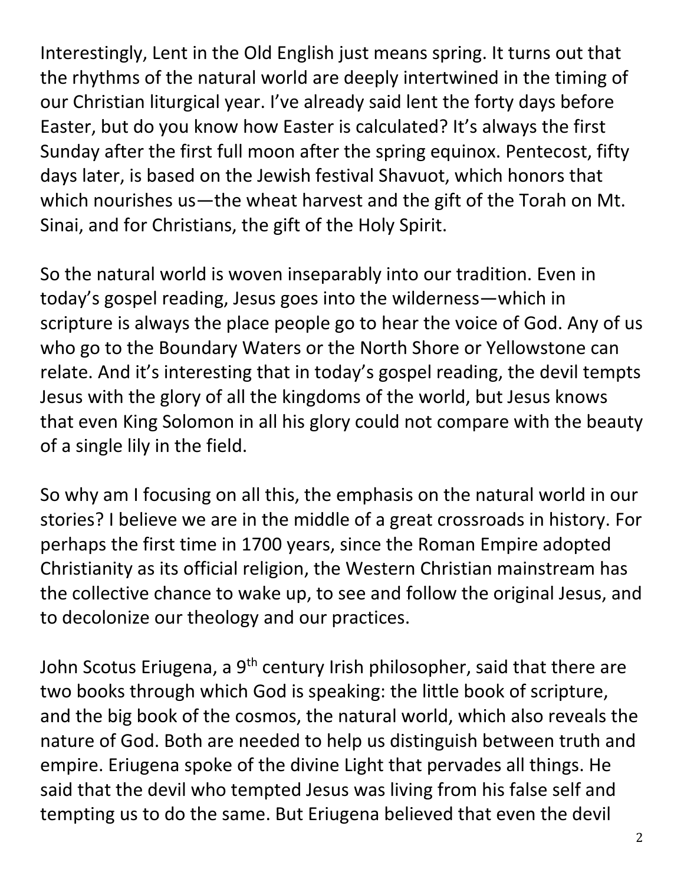Interestingly, Lent in the Old English just means spring. It turns out that the rhythms of the natural world are deeply intertwined in the timing of our Christian liturgical year. I've already said lent the forty days before Easter, but do you know how Easter is calculated? It's always the first Sunday after the first full moon after the spring equinox. Pentecost, fifty days later, is based on the Jewish festival Shavuot, which honors that which nourishes us—the wheat harvest and the gift of the Torah on Mt. Sinai, and for Christians, the gift of the Holy Spirit.

So the natural world is woven inseparably into our tradition. Even in today's gospel reading, Jesus goes into the wilderness—which in scripture is always the place people go to hear the voice of God. Any of us who go to the Boundary Waters or the North Shore or Yellowstone can relate. And it's interesting that in today's gospel reading, the devil tempts Jesus with the glory of all the kingdoms of the world, but Jesus knows that even King Solomon in all his glory could not compare with the beauty of a single lily in the field.

So why am I focusing on all this, the emphasis on the natural world in our stories? I believe we are in the middle of a great crossroads in history. For perhaps the first time in 1700 years, since the Roman Empire adopted Christianity as its official religion, the Western Christian mainstream has the collective chance to wake up, to see and follow the original Jesus, and to decolonize our theology and our practices.

John Scotus Eriugena, a 9th century Irish philosopher, said that there are two books through which God is speaking: the little book of scripture, and the big book of the cosmos, the natural world, which also reveals the nature of God. Both are needed to help us distinguish between truth and empire. Eriugena spoke of the divine Light that pervades all things. He said that the devil who tempted Jesus was living from his false self and tempting us to do the same. But Eriugena believed that even the devil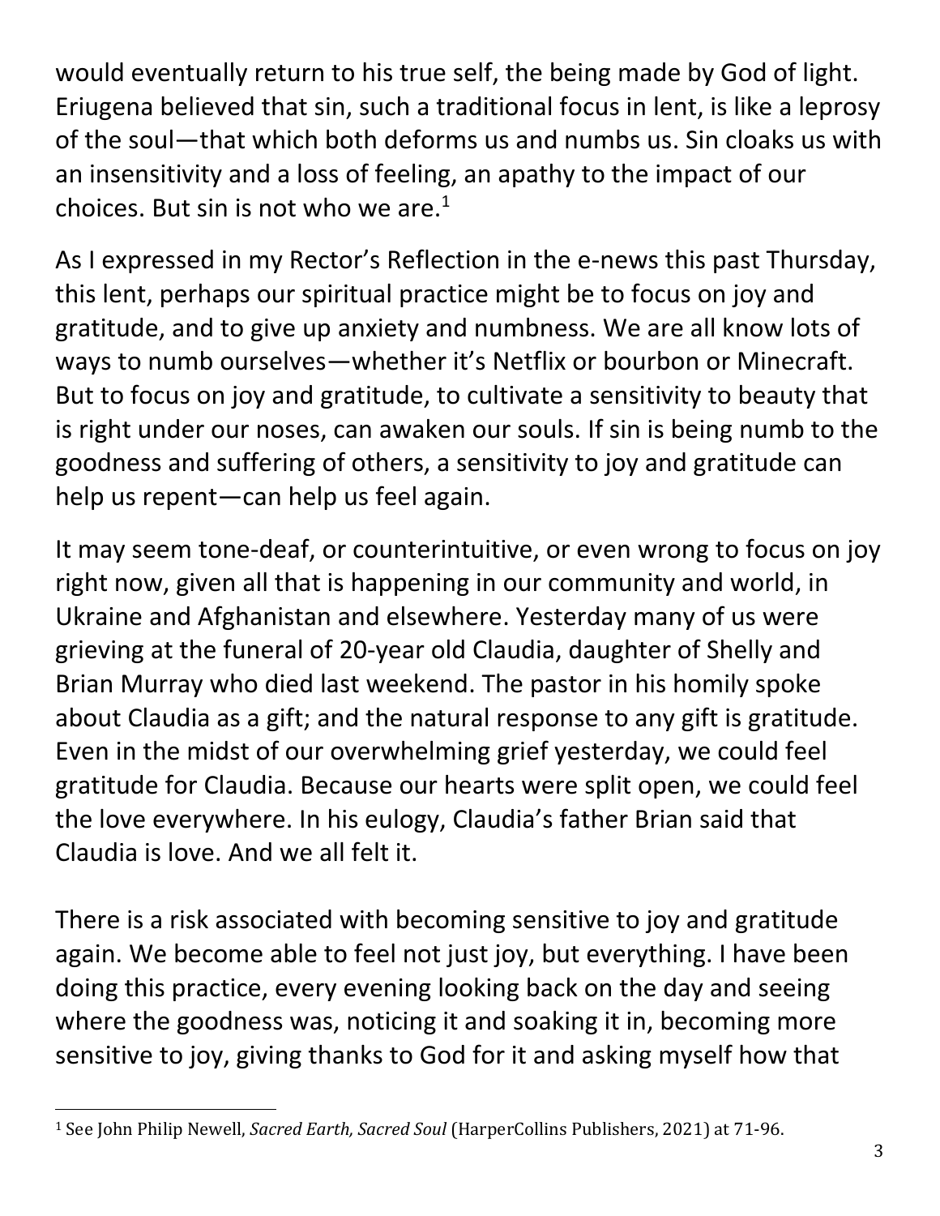would eventually return to his true self, the being made by God of light. Eriugena believed that sin, such a traditional focus in lent, is like a leprosy of the soul—that which both deforms us and numbs us. Sin cloaks us with an insensitivity and a loss of feeling, an apathy to the impact of our choices. But sin is not who we are.[1]

As I expressed in my Rector's Reflection in the e-news this past Thursday, this lent, perhaps our spiritual practice might be to focus on joy and gratitude, and to give up anxiety and numbness. We are all know lots of ways to numb ourselves—whether it's Netflix or bourbon or Minecraft. But to focus on joy and gratitude, to cultivate a sensitivity to beauty that is right under our noses, can awaken our souls. If sin is being numb to the goodness and suffering of others, a sensitivity to joy and gratitude can help us repent—can help us feel again.

It may seem tone-deaf, or counterintuitive, or even wrong to focus on joy right now, given all that is happening in our community and world, in Ukraine and Afghanistan and elsewhere. Yesterday many of us were grieving at the funeral of 20-year old Claudia, daughter of Shelly and Brian Murray who died last weekend. The pastor in his homily spoke about Claudia as a gift; and the natural response to any gift is gratitude. Even in the midst of our overwhelming grief yesterday, we could feel gratitude for Claudia. Because our hearts were split open, we could feel the love everywhere. In his eulogy, Claudia's father Brian said that Claudia is love. And we all felt it.

There is a risk associated with becoming sensitive to joy and gratitude again. We become able to feel not just joy, but everything. I have been doing this practice, every evening looking back on the day and seeing where the goodness was, noticing it and soaking it in, becoming more sensitive to joy, giving thanks to God for it and asking myself how that

[1] See John Philip Newell, *Sacred Earth, Sacred Soul* (HarperCollins Publishers, 2021) at 71-96.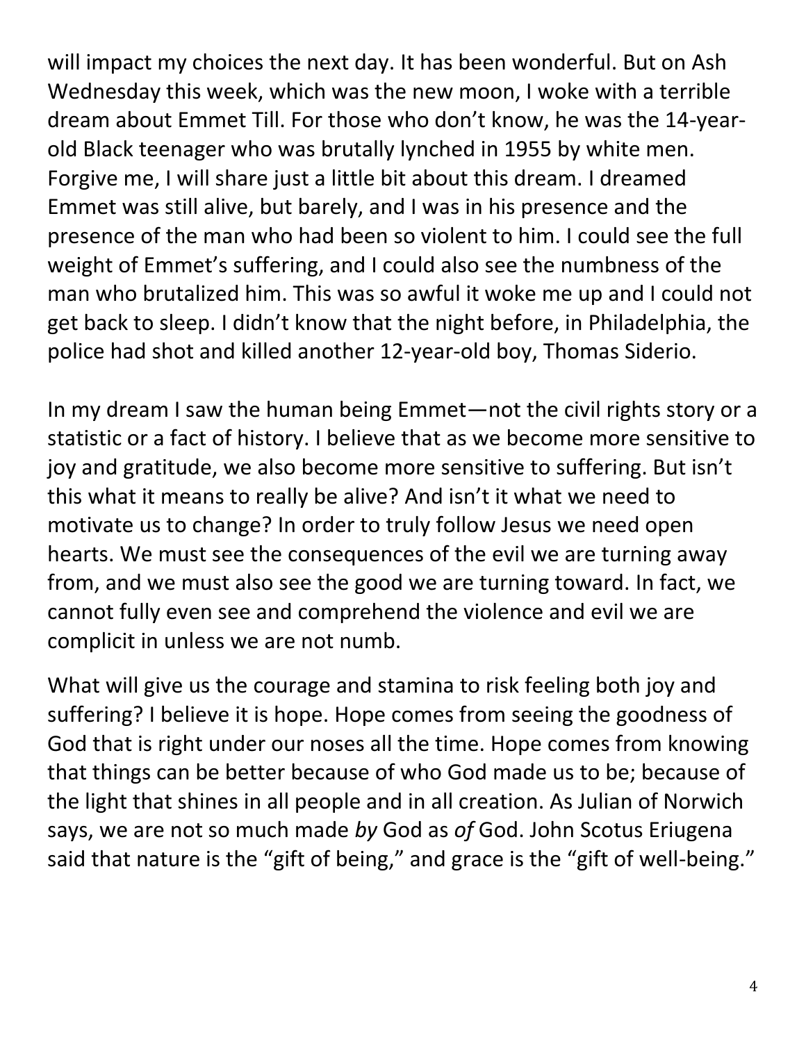will impact my choices the next day. It has been wonderful. But on Ash Wednesday this week, which was the new moon, I woke with a terrible dream about Emmet Till. For those who don't know, he was the 14-year-old Black teenager who was brutally lynched in 1955 by white men. Forgive me, I will share just a little bit about this dream. I dreamed Emmet was still alive, but barely, and I was in his presence and the presence of the man who had been so violent to him. I could see the full weight of Emmet's suffering, and I could also see the numbness of the man who brutalized him. This was so awful it woke me up and I could not get back to sleep. I didn't know that the night before, in Philadelphia, the police had shot and killed another 12-year-old boy, Thomas Siderio.

In my dream I saw the human being Emmet—not the civil rights story or a statistic or a fact of history. I believe that as we become more sensitive to joy and gratitude, we also become more sensitive to suffering. But isn't this what it means to really be alive? And isn't it what we need to motivate us to change? In order to truly follow Jesus we need open hearts. We must see the consequences of the evil we are turning away from, and we must also see the good we are turning toward. In fact, we cannot fully even see and comprehend the violence and evil we are complicit in unless we are not numb.

What will give us the courage and stamina to risk feeling both joy and suffering? I believe it is hope. Hope comes from seeing the goodness of God that is right under our noses all the time. Hope comes from knowing that things can be better because of who God made us to be; because of the light that shines in all people and in all creation. As Julian of Norwich says, we are not so much made *by* God as *of* God. John Scotus Eriugena said that nature is the "gift of being," and grace is the "gift of well-being."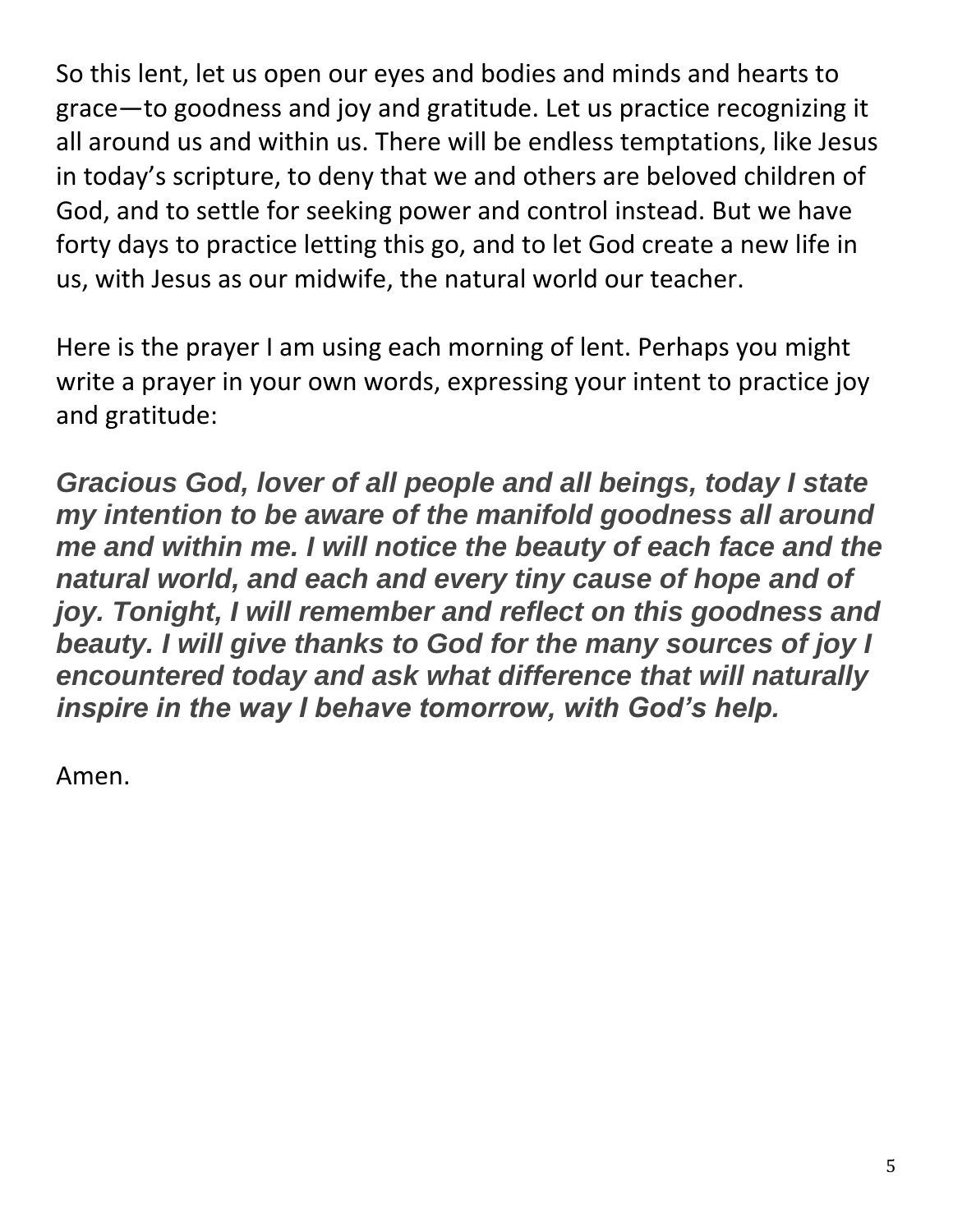So this lent, let us open our eyes and bodies and minds and hearts to grace—to goodness and joy and gratitude. Let us practice recognizing it all around us and within us. There will be endless temptations, like Jesus in today's scripture, to deny that we and others are beloved children of God, and to settle for seeking power and control instead. But we have forty days to practice letting this go, and to let God create a new life in us, with Jesus as our midwife, the natural world our teacher.

Here is the prayer I am using each morning of lent. Perhaps you might write a prayer in your own words, expressing your intent to practice joy and gratitude:

***Gracious God, lover of all people and all beings, today I state my intention to be aware of the manifold goodness all around me and within me. I will notice the beauty of each face and the natural world, and each and every tiny cause of hope and of joy. Tonight, I will remember and reflect on this goodness and beauty. I will give thanks to God for the many sources of joy I encountered today and ask what difference that will naturally inspire in the way I behave tomorrow, with God's help.***

Amen.